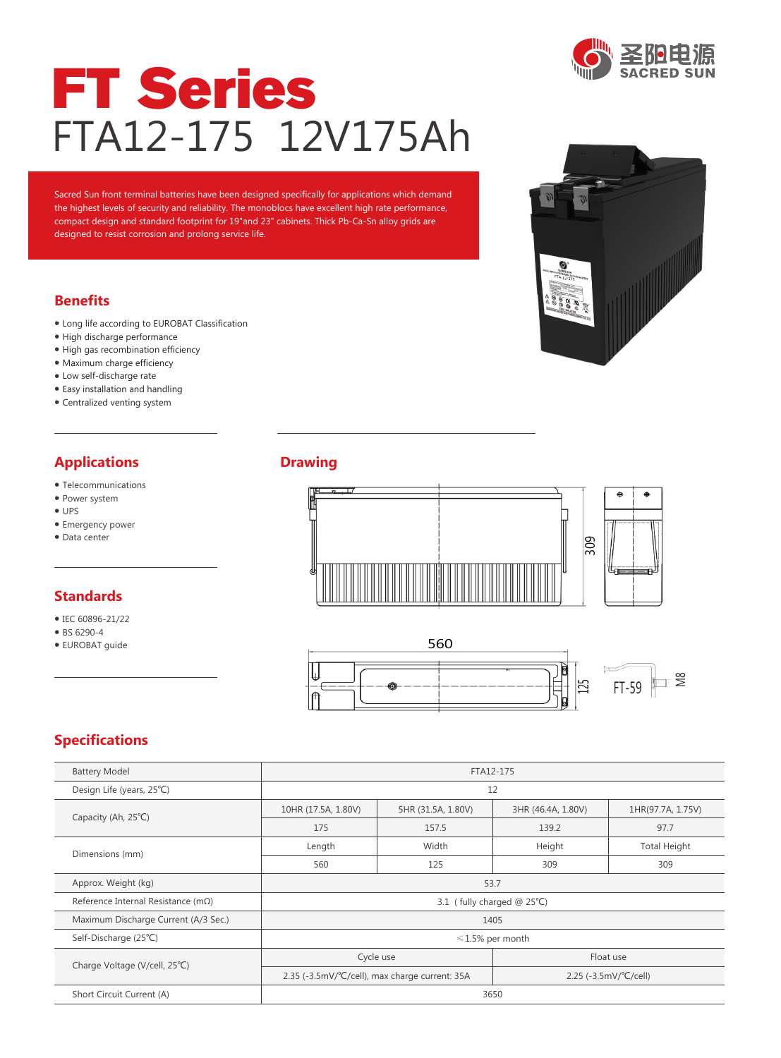圣阳电源 SACRED SUN

# FT Series

## FTA12-175 12V175Ah

Sacred Sun front terminal batteries have been designed specifically for applications which demand the highest levels of security and reliability. The monoblocs have excellent high rate performance, compact design and standard footprint for 19"and 23" cabinets. Thick Pb-Ca-Sn alloy grids are designed to resist corrosion and prolong service life.

## Benefits

- Long life according to EUROBAT Classification
- High discharge performance
- High gas recombination efficiency
- Maximum charge efficiency
- Low self-discharge rate
- Easy installation and handling
- Centralized venting system

## Applications

- Telecommunications
- Power system
- UPS
- Emergency power
- Data center

## Standards

- IEC 60896-21/22
- BS 6290-4
- EUROBAT guide

## Drawing

560

309

125

FT-59

M8

## Specifications

| Battery Model | FTA12-175 | | | |
|---|---|---|---|---|
| Design Life (years, 25℃) | 12 | | | |
| Capacity (Ah, 25℃) | 10HR (17.5A, 1.80V) | 5HR (31.5A, 1.80V) | 3HR (46.4A, 1.80V) | 1HR(97.7A, 1.75V) |
| | 175 | 157.5 | 139.2 | 97.7 |
| Dimensions (mm) | Length | Width | Height | Total Height |
| | 560 | 125 | 309 | 309 |
| Approx. Weight (kg) | 53.7 | | | |
| Reference Internal Resistance (mΩ) | 3.1 ( fully charged @ 25℃) | | | |
| Maximum Discharge Current (A/3 Sec.) | 1405 | | | |
| Self-Discharge (25℃) | ≤1.5% per month | | | |
| Charge Voltage (V/cell, 25℃) | Cycle use | | Float use | |
| | 2.35 (-3.5mV/℃/cell), max charge current: 35A | | 2.25 (-3.5mV/℃/cell) | |
| Short Circuit Current (A) | 3650 | | | |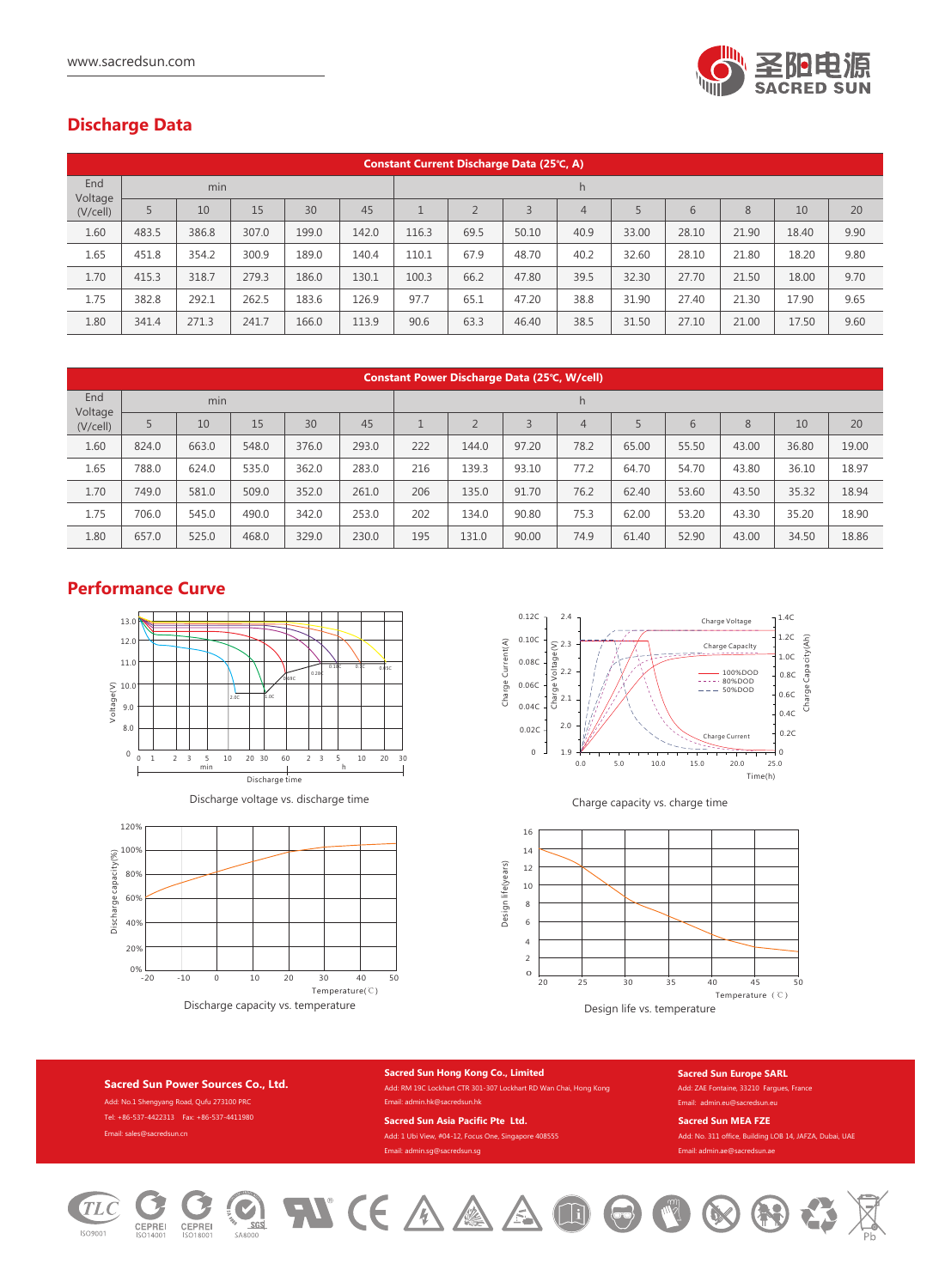## Discharge Data

| Constant Current Discharge Data (25℃, A) | | | | | | | | | | | | | | |
|---|---|---|---|---|---|---|---|---|---|---|---|---|---|---|
| End Voltage (V/cell) | min | | | | | h | | | | | | | | |
| | 5 | 10 | 15 | 30 | 45 | 1 | 2 | 3 | 4 | 5 | 6 | 8 | 10 | 20 |
| 1.60 | 483.5 | 386.8 | 307.0 | 199.0 | 142.0 | 116.3 | 69.5 | 50.10 | 40.9 | 33.00 | 28.10 | 21.90 | 18.40 | 9.90 |
| 1.65 | 451.8 | 354.2 | 300.9 | 189.0 | 140.4 | 110.1 | 67.9 | 48.70 | 40.2 | 32.60 | 28.10 | 21.80 | 18.20 | 9.80 |
| 1.70 | 415.3 | 318.7 | 279.3 | 186.0 | 130.1 | 100.3 | 66.2 | 47.80 | 39.5 | 32.30 | 27.70 | 21.50 | 18.00 | 9.70 |
| 1.75 | 382.8 | 292.1 | 262.5 | 183.6 | 126.9 | 97.7 | 65.1 | 47.20 | 38.8 | 31.90 | 27.40 | 21.30 | 17.90 | 9.65 |
| 1.80 | 341.4 | 271.3 | 241.7 | 166.0 | 113.9 | 90.6 | 63.3 | 46.40 | 38.5 | 31.50 | 27.10 | 21.00 | 17.50 | 9.60 |

| Constant Power Discharge Data (25℃, W/cell) | | | | | | | | | | | | | | |
|---|---|---|---|---|---|---|---|---|---|---|---|---|---|---|
| End Voltage (V/cell) | min | | | | | h | | | | | | | | |
| | 5 | 10 | 15 | 30 | 45 | 1 | 2 | 3 | 4 | 5 | 6 | 8 | 10 | 20 |
| 1.60 | 824.0 | 663.0 | 548.0 | 376.0 | 293.0 | 222 | 144.0 | 97.20 | 78.2 | 65.00 | 55.50 | 43.00 | 36.80 | 19.00 |
| 1.65 | 788.0 | 624.0 | 535.0 | 362.0 | 283.0 | 216 | 139.3 | 93.10 | 77.2 | 64.70 | 54.70 | 43.80 | 36.10 | 18.97 |
| 1.70 | 749.0 | 581.0 | 509.0 | 352.0 | 261.0 | 206 | 135.0 | 91.70 | 76.2 | 62.40 | 53.60 | 43.50 | 35.32 | 18.94 |
| 1.75 | 706.0 | 545.0 | 490.0 | 342.0 | 253.0 | 202 | 134.0 | 90.80 | 75.3 | 62.00 | 53.20 | 43.30 | 35.20 | 18.90 |
| 1.80 | 657.0 | 525.0 | 468.0 | 329.0 | 230.0 | 195 | 131.0 | 90.00 | 74.9 | 61.40 | 52.90 | 43.00 | 34.50 | 18.86 |

## Performance Curve

Voltage(V)
13.0
12.0
11.0
10.0
9.0
8.0
0
0 1 2 3 5 10 20 30 60 2 3 5 10 20 30
min h
Discharge time
2.0C 1.0C 0.6C 0.25C 0.1C 0.1C 0.05C

Discharge voltage vs. discharge time

Charge Current(A) 0.12C 0.10C 0.08C 0.06C 0.04C 0.02C 0
Charge Voltage(V) 2.4 2.3 2.2 2.1 2.0 1.9
Charge Capacity(Ah) 1.4C 1.2C 1.0C 0.8C 0.6C 0.4C 0.2C 0
Charge Voltage
Charge Capacity
Charge Current
100%DOD
80%DOD
50%DOD
0.0 5.0 10.0 15.0 20.0 25.0
Time(h)

Charge capacity vs. charge time

Discharge capacity(%)
120% 100% 80% 60% 40% 20% 0%
-20 -10 0 10 20 30 40 50
Temperature(℃)

Discharge capacity vs. temperature

Design life(years)
16 14 12 10 8 6 4 2 0
20 25 30 35 40 45 50
Temperature (℃)

Design life vs. temperature

**Sacred Sun Power Sources Co., Ltd.**
Add: No.1 Shengyang Road, Qufu 273100 PRC
Tel: +86-537-4422313 Fax: +86-537-4411980
Email: sales@sacredsun.cn

**Sacred Sun Hong Kong Co., Limited**
Add: RM 19C Lockhart CTR 301-307 Lockhart RD Wan Chai, Hong Kong
Email: admin.hk@sacredsun.hk

**Sacred Sun Asia Pacific Pte Ltd.**
Add: 1 Ubi View, #04-12, Focus One, Singapore 408555
Email: admin.sg@sacredsun.sg

**Sacred Sun Europe SARL**
Add: ZAE Fontaine, 33210 Fargues, France
Email: admin.eu@sacredsun.eu

**Sacred Sun MEA FZE**
Add: No. 311 office, Building LOB 14, JAFZA, Dubai, UAE
Email: admin.ae@sacredsun.ae

ISO9001 CEPREI ISO14001 CEPREI ISO18001 SA8000